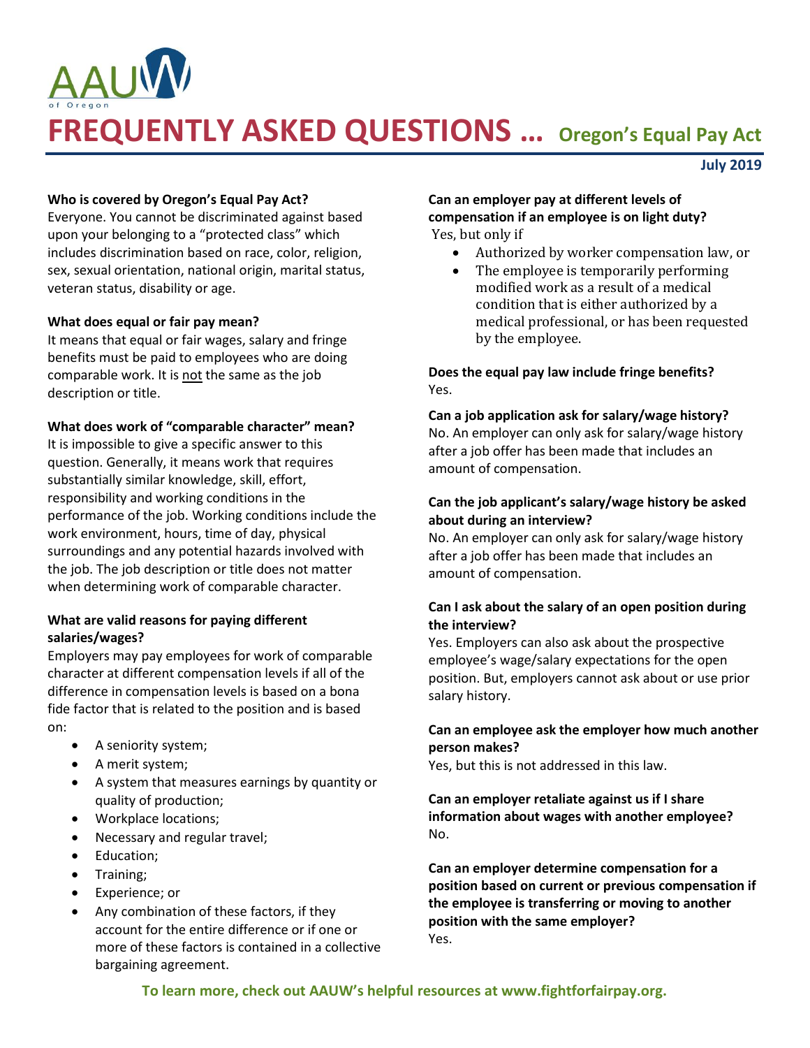AAUW of Oregon

# FREQUENTLY ASKED QUESTIONS … Oregon's Equal Pay Act

**July 2019**

**Who is covered by Oregon's Equal Pay Act?**
Everyone. You cannot be discriminated against based upon your belonging to a "protected class" which includes discrimination based on race, color, religion, sex, sexual orientation, national origin, marital status, veteran status, disability or age.

**What does equal or fair pay mean?**
It means that equal or fair wages, salary and fringe benefits must be paid to employees who are doing comparable work. It is not the same as the job description or title.

**What does work of "comparable character" mean?**
It is impossible to give a specific answer to this question. Generally, it means work that requires substantially similar knowledge, skill, effort, responsibility and working conditions in the performance of the job. Working conditions include the work environment, hours, time of day, physical surroundings and any potential hazards involved with the job. The job description or title does not matter when determining work of comparable character.

**What are valid reasons for paying different salaries/wages?**
Employers may pay employees for work of comparable character at different compensation levels if all of the difference in compensation levels is based on a bona fide factor that is related to the position and is based on:

- A seniority system;
- A merit system;
- A system that measures earnings by quantity or quality of production;
- Workplace locations;
- Necessary and regular travel;
- Education;
- Training;
- Experience; or
- Any combination of these factors, if they account for the entire difference or if one or more of these factors is contained in a collective bargaining agreement.

**Can an employer pay at different levels of compensation if an employee is on light duty?**
Yes, but only if

- Authorized by worker compensation law, or
- The employee is temporarily performing modified work as a result of a medical condition that is either authorized by a medical professional, or has been requested by the employee.

**Does the equal pay law include fringe benefits?**
Yes.

**Can a job application ask for salary/wage history?**
No. An employer can only ask for salary/wage history after a job offer has been made that includes an amount of compensation.

**Can the job applicant's salary/wage history be asked about during an interview?**
No. An employer can only ask for salary/wage history after a job offer has been made that includes an amount of compensation.

**Can I ask about the salary of an open position during the interview?**
Yes. Employers can also ask about the prospective employee's wage/salary expectations for the open position. But, employers cannot ask about or use prior salary history.

**Can an employee ask the employer how much another person makes?**
Yes, but this is not addressed in this law.

**Can an employer retaliate against us if I share information about wages with another employee?**
No.

**Can an employer determine compensation for a position based on current or previous compensation if the employee is transferring or moving to another position with the same employer?**
Yes.

**To learn more, check out AAUW's helpful resources at www.fightforfairpay.org.**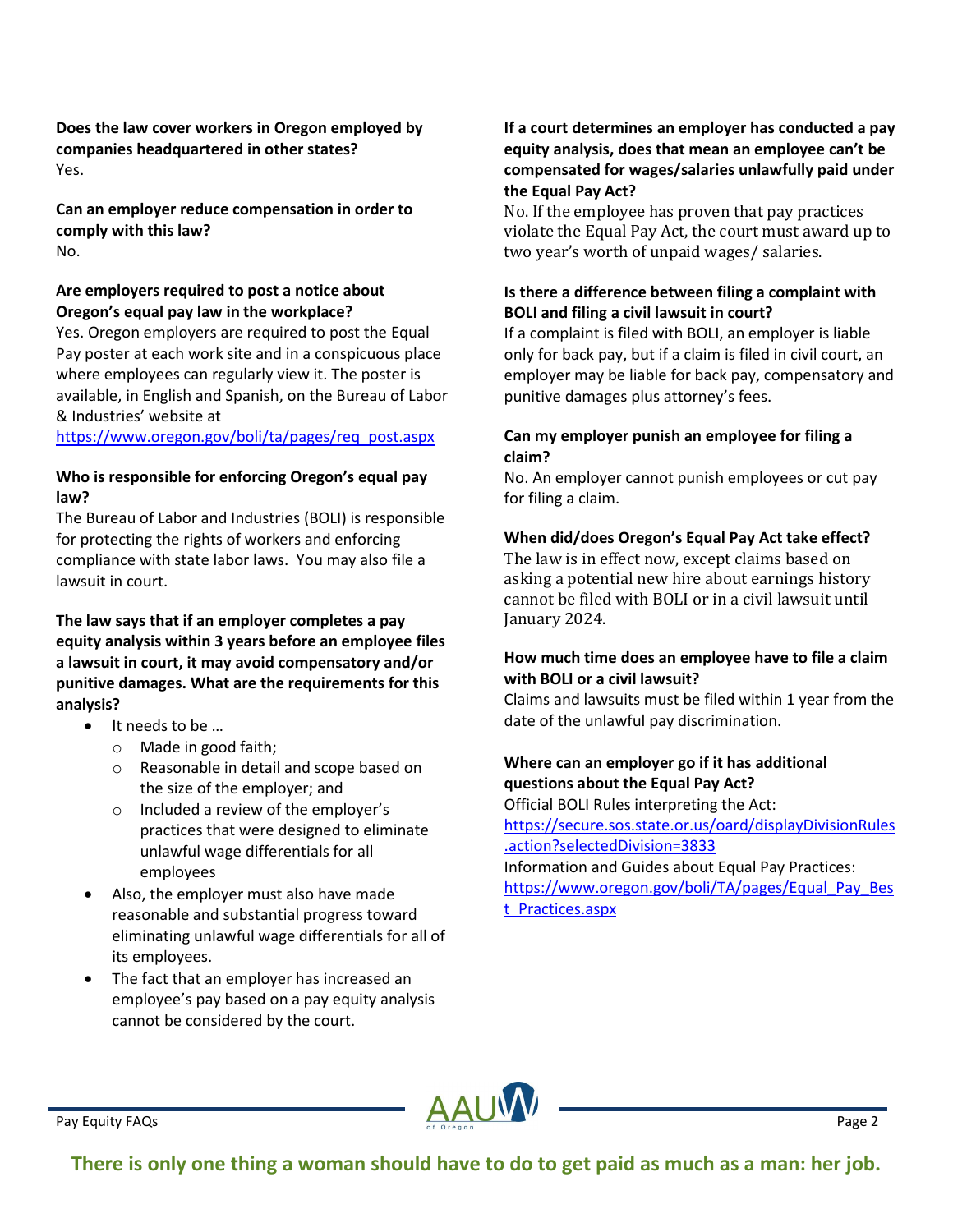**Does the law cover workers in Oregon employed by companies headquartered in other states?**
Yes.

**Can an employer reduce compensation in order to comply with this law?**
No.

**Are employers required to post a notice about Oregon's equal pay law in the workplace?**
Yes. Oregon employers are required to post the Equal Pay poster at each work site and in a conspicuous place where employees can regularly view it. The poster is available, in English and Spanish, on the Bureau of Labor & Industries' website at [https://www.oregon.gov/boli/ta/pages/req_post.aspx](https://www.oregon.gov/boli/ta/pages/req_post.aspx)

**Who is responsible for enforcing Oregon's equal pay law?**
The Bureau of Labor and Industries (BOLI) is responsible for protecting the rights of workers and enforcing compliance with state labor laws. You may also file a lawsuit in court.

**The law says that if an employer completes a pay equity analysis within 3 years before an employee files a lawsuit in court, it may avoid compensatory and/or punitive damages. What are the requirements for this analysis?**

- It needs to be …
  - Made in good faith;
  - Reasonable in detail and scope based on the size of the employer; and
  - Included a review of the employer's practices that were designed to eliminate unlawful wage differentials for all employees
- Also, the employer must also have made reasonable and substantial progress toward eliminating unlawful wage differentials for all of its employees.
- The fact that an employer has increased an employee's pay based on a pay equity analysis cannot be considered by the court.

**If a court determines an employer has conducted a pay equity analysis, does that mean an employee can't be compensated for wages/salaries unlawfully paid under the Equal Pay Act?**
No. If the employee has proven that pay practices violate the Equal Pay Act, the court must award up to two year's worth of unpaid wages/ salaries.

**Is there a difference between filing a complaint with BOLI and filing a civil lawsuit in court?**
If a complaint is filed with BOLI, an employer is liable only for back pay, but if a claim is filed in civil court, an employer may be liable for back pay, compensatory and punitive damages plus attorney's fees.

**Can my employer punish an employee for filing a claim?**
No. An employer cannot punish employees or cut pay for filing a claim.

**When did/does Oregon's Equal Pay Act take effect?**
The law is in effect now, except claims based on asking a potential new hire about earnings history cannot be filed with BOLI or in a civil lawsuit until January 2024.

**How much time does an employee have to file a claim with BOLI or a civil lawsuit?**
Claims and lawsuits must be filed within 1 year from the date of the unlawful pay discrimination.

**Where can an employer go if it has additional questions about the Equal Pay Act?**
Official BOLI Rules interpreting the Act:
[https://secure.sos.state.or.us/oard/displayDivisionRules.action?selectedDivision=3833](https://secure.sos.state.or.us/oard/displayDivisionRules.action?selectedDivision=3833)
Information and Guides about Equal Pay Practices:
[https://www.oregon.gov/boli/TA/pages/Equal_Pay_Best_Practices.aspx](https://www.oregon.gov/boli/TA/pages/Equal_Pay_Best_Practices.aspx)

**There is only one thing a woman should have to do to get paid as much as a man: her job.**